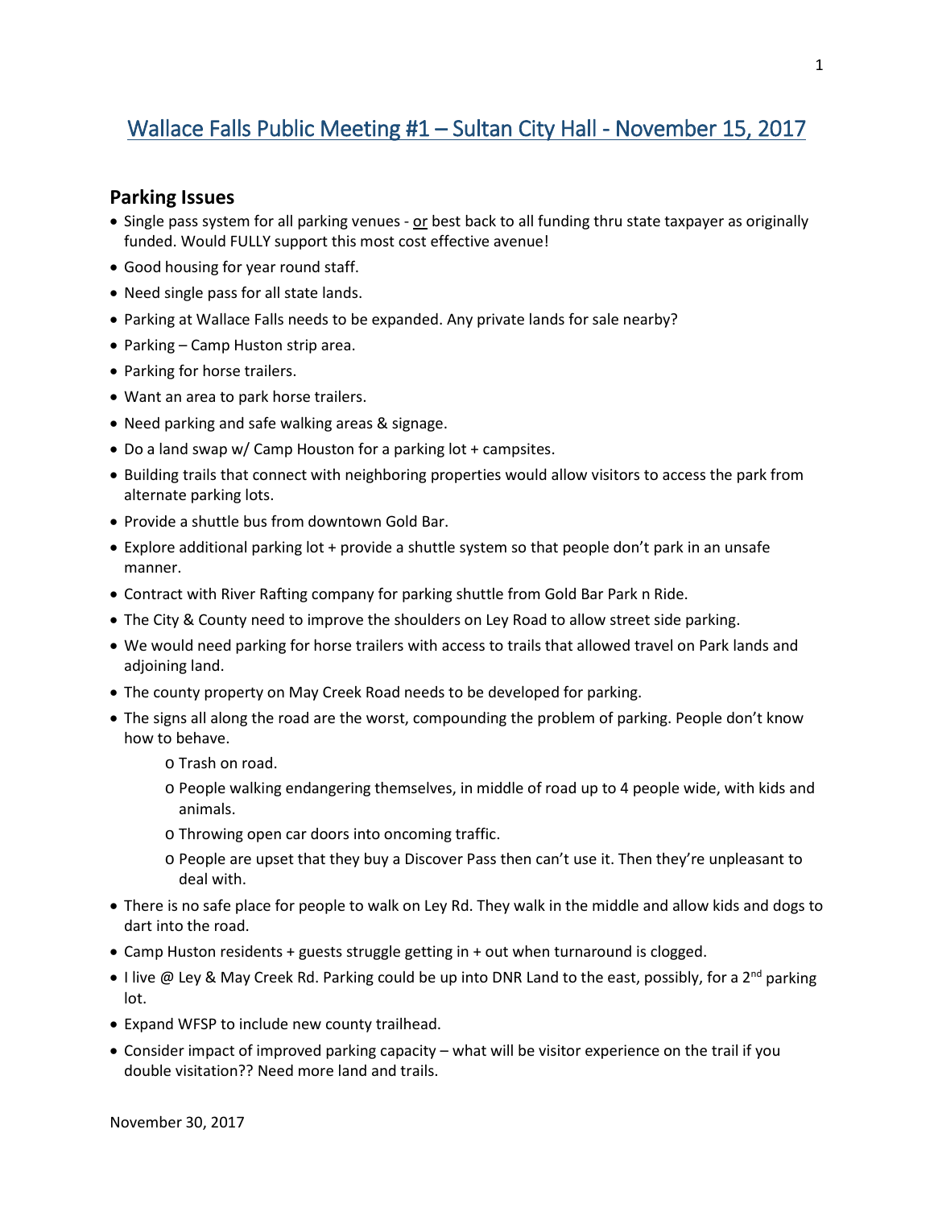# Wallace Falls Public Meeting #1 – Sultan City Hall - November 15, 2017

## Parking Issues

- Single pass system for all parking venues - or best back to all funding thru state taxpayer as originally funded. Would FULLY support this most cost effective avenue!
- Good housing for year round staff.
- Need single pass for all state lands.
- Parking at Wallace Falls needs to be expanded. Any private lands for sale nearby?
- Parking – Camp Huston strip area.
- Parking for horse trailers.
- Want an area to park horse trailers.
- Need parking and safe walking areas & signage.
- Do a land swap w/ Camp Houston for a parking lot + campsites.
- Building trails that connect with neighboring properties would allow visitors to access the park from alternate parking lots.
- Provide a shuttle bus from downtown Gold Bar.
- Explore additional parking lot + provide a shuttle system so that people don't park in an unsafe manner.
- Contract with River Rafting company for parking shuttle from Gold Bar Park n Ride.
- The City & County need to improve the shoulders on Ley Road to allow street side parking.
- We would need parking for horse trailers with access to trails that allowed travel on Park lands and adjoining land.
- The county property on May Creek Road needs to be developed for parking.
- The signs all along the road are the worst, compounding the problem of parking. People don't know how to behave.
  - Trash on road.
  - People walking endangering themselves, in middle of road up to 4 people wide, with kids and animals.
  - Throwing open car doors into oncoming traffic.
  - People are upset that they buy a Discover Pass then can't use it. Then they're unpleasant to deal with.
- There is no safe place for people to walk on Ley Rd. They walk in the middle and allow kids and dogs to dart into the road.
- Camp Huston residents + guests struggle getting in + out when turnaround is clogged.
- I live @ Ley & May Creek Rd. Parking could be up into DNR Land to the east, possibly, for a 2nd parking lot.
- Expand WFSP to include new county trailhead.
- Consider impact of improved parking capacity – what will be visitor experience on the trail if you double visitation?? Need more land and trails.

November 30, 2017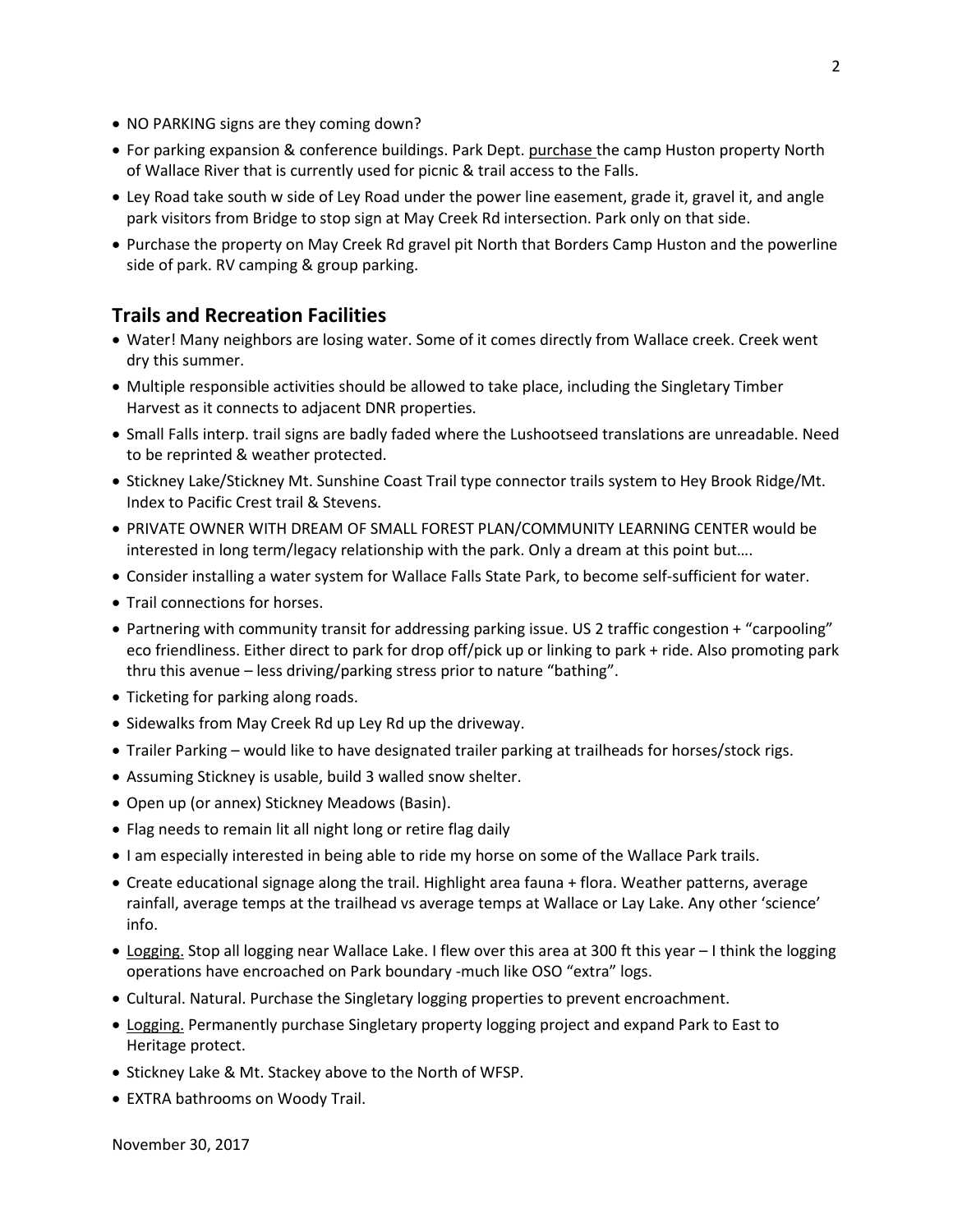- NO PARKING signs are they coming down?
- For parking expansion & conference buildings. Park Dept. <u>purchase</u> the camp Huston property North of Wallace River that is currently used for picnic & trail access to the Falls.
- Ley Road take south w side of Ley Road under the power line easement, grade it, gravel it, and angle park visitors from Bridge to stop sign at May Creek Rd intersection. Park only on that side.
- Purchase the property on May Creek Rd gravel pit North that Borders Camp Huston and the powerline side of park. RV camping & group parking.

## Trails and Recreation Facilities

- Water! Many neighbors are losing water. Some of it comes directly from Wallace creek. Creek went dry this summer.
- Multiple responsible activities should be allowed to take place, including the Singletary Timber Harvest as it connects to adjacent DNR properties.
- Small Falls interp. trail signs are badly faded where the Lushootseed translations are unreadable. Need to be reprinted & weather protected.
- Stickney Lake/Stickney Mt. Sunshine Coast Trail type connector trails system to Hey Brook Ridge/Mt. Index to Pacific Crest trail & Stevens.
- PRIVATE OWNER WITH DREAM OF SMALL FOREST PLAN/COMMUNITY LEARNING CENTER would be interested in long term/legacy relationship with the park. Only a dream at this point but….
- Consider installing a water system for Wallace Falls State Park, to become self-sufficient for water.
- Trail connections for horses.
- Partnering with community transit for addressing parking issue. US 2 traffic congestion + "carpooling" eco friendliness. Either direct to park for drop off/pick up or linking to park + ride. Also promoting park thru this avenue – less driving/parking stress prior to nature "bathing".
- Ticketing for parking along roads.
- Sidewalks from May Creek Rd up Ley Rd up the driveway.
- Trailer Parking – would like to have designated trailer parking at trailheads for horses/stock rigs.
- Assuming Stickney is usable, build 3 walled snow shelter.
- Open up (or annex) Stickney Meadows (Basin).
- Flag needs to remain lit all night long or retire flag daily
- I am especially interested in being able to ride my horse on some of the Wallace Park trails.
- Create educational signage along the trail. Highlight area fauna + flora. Weather patterns, average rainfall, average temps at the trailhead vs average temps at Wallace or Lay Lake. Any other 'science' info.
- <u>Logging.</u> Stop all logging near Wallace Lake. I flew over this area at 300 ft this year – I think the logging operations have encroached on Park boundary -much like OSO "extra" logs.
- Cultural. Natural. Purchase the Singletary logging properties to prevent encroachment.
- <u>Logging.</u> Permanently purchase Singletary property logging project and expand Park to East to Heritage protect.
- Stickney Lake & Mt. Stackey above to the North of WFSP.
- EXTRA bathrooms on Woody Trail.

November 30, 2017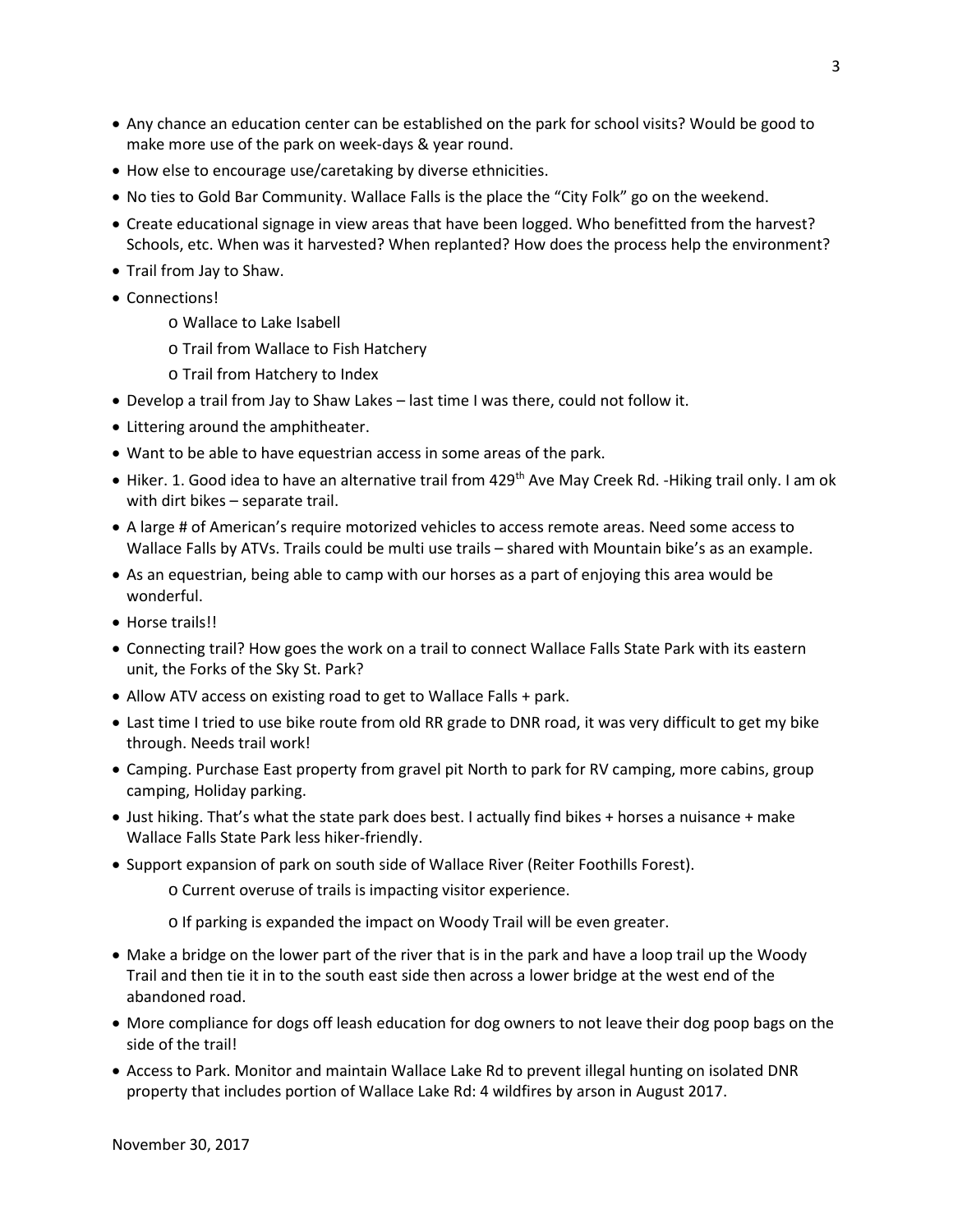- Any chance an education center can be established on the park for school visits? Would be good to make more use of the park on week-days & year round.
- How else to encourage use/caretaking by diverse ethnicities.
- No ties to Gold Bar Community. Wallace Falls is the place the "City Folk" go on the weekend.
- Create educational signage in view areas that have been logged. Who benefitted from the harvest? Schools, etc. When was it harvested? When replanted? How does the process help the environment?
- Trail from Jay to Shaw.
- Connections!
    - Wallace to Lake Isabell
    - Trail from Wallace to Fish Hatchery
    - Trail from Hatchery to Index
- Develop a trail from Jay to Shaw Lakes – last time I was there, could not follow it.
- Littering around the amphitheater.
- Want to be able to have equestrian access in some areas of the park.
- Hiker. 1. Good idea to have an alternative trail from 429th Ave May Creek Rd. -Hiking trail only. I am ok with dirt bikes – separate trail.
- A large # of American's require motorized vehicles to access remote areas. Need some access to Wallace Falls by ATVs. Trails could be multi use trails – shared with Mountain bike's as an example.
- As an equestrian, being able to camp with our horses as a part of enjoying this area would be wonderful.
- Horse trails!!
- Connecting trail? How goes the work on a trail to connect Wallace Falls State Park with its eastern unit, the Forks of the Sky St. Park?
- Allow ATV access on existing road to get to Wallace Falls + park.
- Last time I tried to use bike route from old RR grade to DNR road, it was very difficult to get my bike through. Needs trail work!
- Camping. Purchase East property from gravel pit North to park for RV camping, more cabins, group camping, Holiday parking.
- Just hiking. That's what the state park does best. I actually find bikes + horses a nuisance + make Wallace Falls State Park less hiker-friendly.
- Support expansion of park on south side of Wallace River (Reiter Foothills Forest).
    - Current overuse of trails is impacting visitor experience.
    - If parking is expanded the impact on Woody Trail will be even greater.
- Make a bridge on the lower part of the river that is in the park and have a loop trail up the Woody Trail and then tie it in to the south east side then across a lower bridge at the west end of the abandoned road.
- More compliance for dogs off leash education for dog owners to not leave their dog poop bags on the side of the trail!
- Access to Park. Monitor and maintain Wallace Lake Rd to prevent illegal hunting on isolated DNR property that includes portion of Wallace Lake Rd: 4 wildfires by arson in August 2017.

November 30, 2017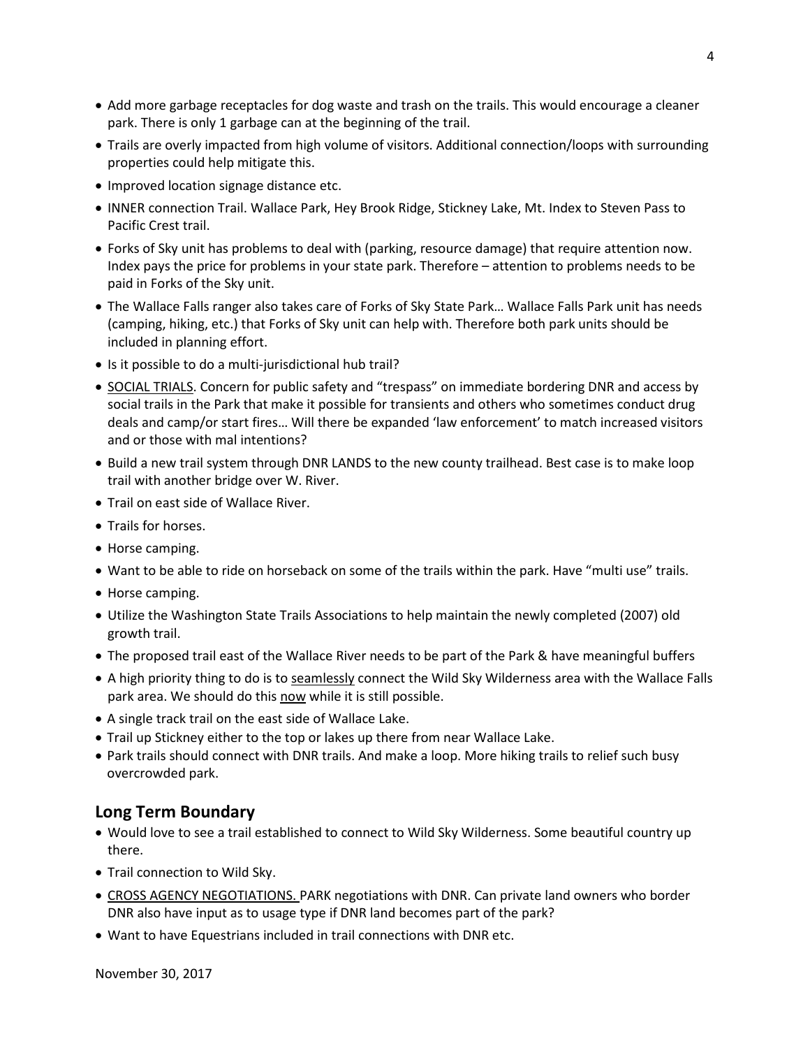- Add more garbage receptacles for dog waste and trash on the trails. This would encourage a cleaner park. There is only 1 garbage can at the beginning of the trail.
- Trails are overly impacted from high volume of visitors. Additional connection/loops with surrounding properties could help mitigate this.
- Improved location signage distance etc.
- INNER connection Trail. Wallace Park, Hey Brook Ridge, Stickney Lake, Mt. Index to Steven Pass to Pacific Crest trail.
- Forks of Sky unit has problems to deal with (parking, resource damage) that require attention now. Index pays the price for problems in your state park. Therefore – attention to problems needs to be paid in Forks of the Sky unit.
- The Wallace Falls ranger also takes care of Forks of Sky State Park… Wallace Falls Park unit has needs (camping, hiking, etc.) that Forks of Sky unit can help with. Therefore both park units should be included in planning effort.
- Is it possible to do a multi-jurisdictional hub trail?
- <u>SOCIAL TRIALS</u>. Concern for public safety and "trespass" on immediate bordering DNR and access by social trails in the Park that make it possible for transients and others who sometimes conduct drug deals and camp/or start fires… Will there be expanded 'law enforcement' to match increased visitors and or those with mal intentions?
- Build a new trail system through DNR LANDS to the new county trailhead. Best case is to make loop trail with another bridge over W. River.
- Trail on east side of Wallace River.
- Trails for horses.
- Horse camping.
- Want to be able to ride on horseback on some of the trails within the park. Have "multi use" trails.
- Horse camping.
- Utilize the Washington State Trails Associations to help maintain the newly completed (2007) old growth trail.
- The proposed trail east of the Wallace River needs to be part of the Park & have meaningful buffers
- A high priority thing to do is to <u>seamlessly</u> connect the Wild Sky Wilderness area with the Wallace Falls park area. We should do this <u>now</u> while it is still possible.
- A single track trail on the east side of Wallace Lake.
- Trail up Stickney either to the top or lakes up there from near Wallace Lake.
- Park trails should connect with DNR trails. And make a loop. More hiking trails to relief such busy overcrowded park.

## Long Term Boundary

- Would love to see a trail established to connect to Wild Sky Wilderness. Some beautiful country up there.
- Trail connection to Wild Sky.
- <u>CROSS AGENCY NEGOTIATIONS.</u> PARK negotiations with DNR. Can private land owners who border DNR also have input as to usage type if DNR land becomes part of the park?
- Want to have Equestrians included in trail connections with DNR etc.

November 30, 2017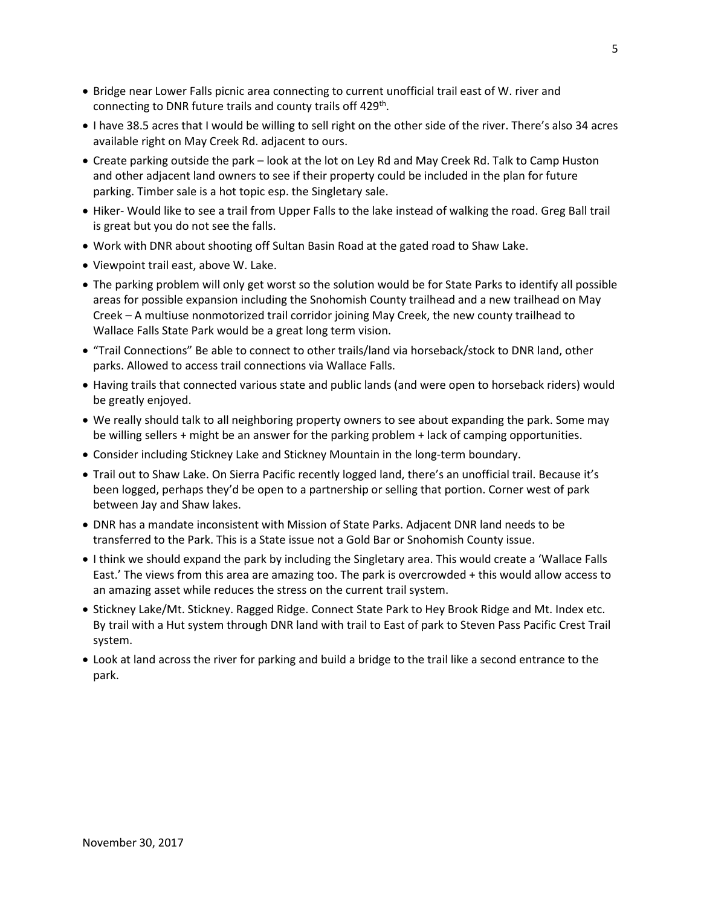- Bridge near Lower Falls picnic area connecting to current unofficial trail east of W. river and connecting to DNR future trails and county trails off 429th.
- I have 38.5 acres that I would be willing to sell right on the other side of the river. There's also 34 acres available right on May Creek Rd. adjacent to ours.
- Create parking outside the park – look at the lot on Ley Rd and May Creek Rd. Talk to Camp Huston and other adjacent land owners to see if their property could be included in the plan for future parking. Timber sale is a hot topic esp. the Singletary sale.
- Hiker- Would like to see a trail from Upper Falls to the lake instead of walking the road. Greg Ball trail is great but you do not see the falls.
- Work with DNR about shooting off Sultan Basin Road at the gated road to Shaw Lake.
- Viewpoint trail east, above W. Lake.
- The parking problem will only get worst so the solution would be for State Parks to identify all possible areas for possible expansion including the Snohomish County trailhead and a new trailhead on May Creek – A multiuse nonmotorized trail corridor joining May Creek, the new county trailhead to Wallace Falls State Park would be a great long term vision.
- "Trail Connections" Be able to connect to other trails/land via horseback/stock to DNR land, other parks. Allowed to access trail connections via Wallace Falls.
- Having trails that connected various state and public lands (and were open to horseback riders) would be greatly enjoyed.
- We really should talk to all neighboring property owners to see about expanding the park. Some may be willing sellers + might be an answer for the parking problem + lack of camping opportunities.
- Consider including Stickney Lake and Stickney Mountain in the long-term boundary.
- Trail out to Shaw Lake. On Sierra Pacific recently logged land, there's an unofficial trail. Because it's been logged, perhaps they'd be open to a partnership or selling that portion. Corner west of park between Jay and Shaw lakes.
- DNR has a mandate inconsistent with Mission of State Parks. Adjacent DNR land needs to be transferred to the Park. This is a State issue not a Gold Bar or Snohomish County issue.
- I think we should expand the park by including the Singletary area. This would create a 'Wallace Falls East.' The views from this area are amazing too. The park is overcrowded + this would allow access to an amazing asset while reduces the stress on the current trail system.
- Stickney Lake/Mt. Stickney. Ragged Ridge. Connect State Park to Hey Brook Ridge and Mt. Index etc. By trail with a Hut system through DNR land with trail to East of park to Steven Pass Pacific Crest Trail system.
- Look at land across the river for parking and build a bridge to the trail like a second entrance to the park.

November 30, 2017